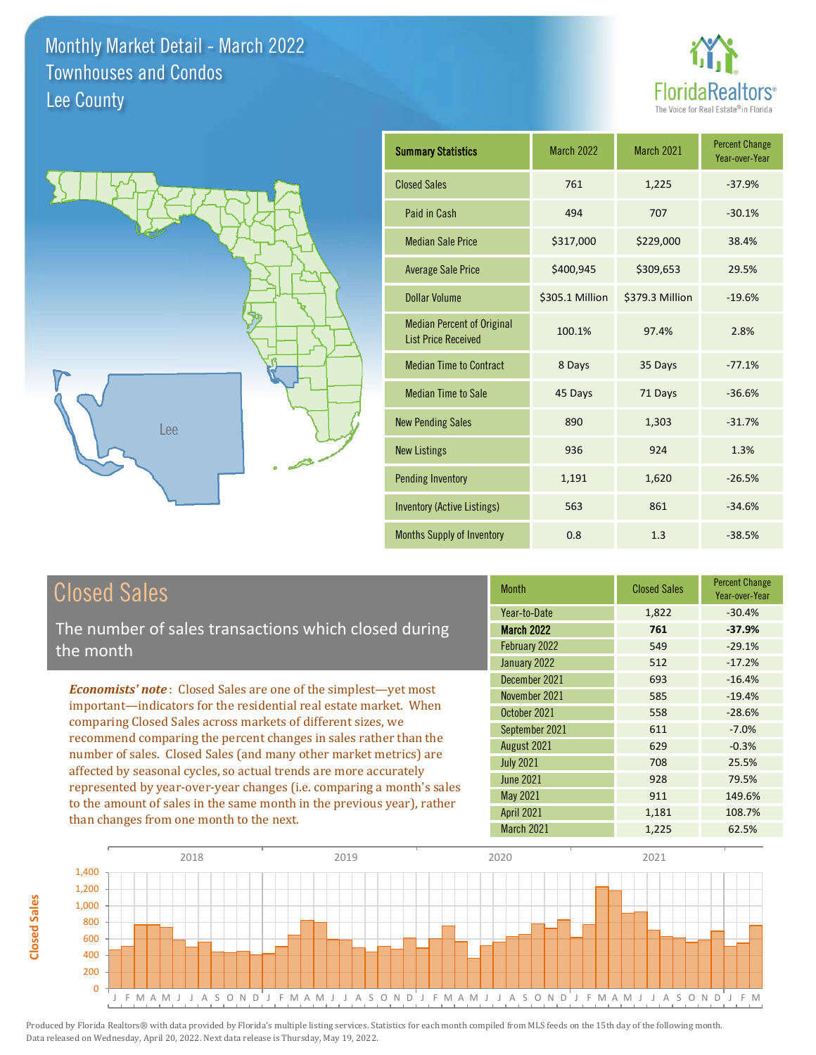# Monthly Market Detail - March 2022
## Townhouses and Condos
## Lee County

| Summary Statistics | March 2022 | March 2021 | Percent Change Year-over-Year |
|---|---|---|---|
| Closed Sales | 761 | 1,225 | -37.9% |
| Paid in Cash | 494 | 707 | -30.1% |
| Median Sale Price | $317,000 | $229,000 | 38.4% |
| Average Sale Price | $400,945 | $309,653 | 29.5% |
| Dollar Volume | $305.1 Million | $379.3 Million | -19.6% |
| Median Percent of Original List Price Received | 100.1% | 97.4% | 2.8% |
| Median Time to Contract | 8 Days | 35 Days | -77.1% |
| Median Time to Sale | 45 Days | 71 Days | -36.6% |
| New Pending Sales | 890 | 1,303 | -31.7% |
| New Listings | 936 | 924 | 1.3% |
| Pending Inventory | 1,191 | 1,620 | -26.5% |
| Inventory (Active Listings) | 563 | 861 | -34.6% |
| Months Supply of Inventory | 0.8 | 1.3 | -38.5% |

## Closed Sales

The number of sales transactions which closed during the month

***Economists' note***: Closed Sales are one of the simplest—yet most important—indicators for the residential real estate market. When comparing Closed Sales across markets of different sizes, we recommend comparing the percent changes in sales rather than the number of sales. Closed Sales (and many other market metrics) are affected by seasonal cycles, so actual trends are more accurately represented by year-over-year changes (i.e. comparing a month's sales to the amount of sales in the same month in the previous year), rather than changes from one month to the next.

| Month | Closed Sales | Percent Change Year-over-Year |
|---|---|---|
| Year-to-Date | 1,822 | -30.4% |
| **March 2022** | **761** | **-37.9%** |
| February 2022 | 549 | -29.1% |
| January 2022 | 512 | -17.2% |
| December 2021 | 693 | -16.4% |
| November 2021 | 585 | -19.4% |
| October 2021 | 558 | -28.6% |
| September 2021 | 611 | -7.0% |
| August 2021 | 629 | -0.3% |
| July 2021 | 708 | 25.5% |
| June 2021 | 928 | 79.5% |
| May 2021 | 911 | 149.6% |
| April 2021 | 1,181 | 108.7% |
| March 2021 | 1,225 | 62.5% |

Produced by Florida Realtors® with data provided by Florida's multiple listing services. Statistics for each month compiled from MLS feeds on the 15th day of the following month. Data released on Wednesday, April 20, 2022. Next data release is Thursday, May 19, 2022.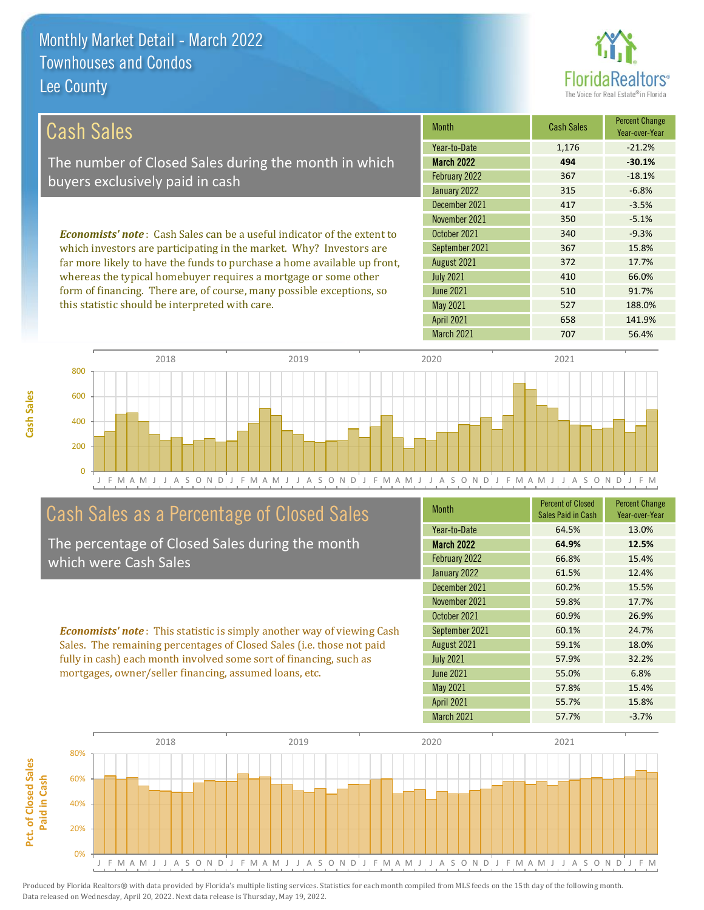# Monthly Market Detail - March 2022
## Townhouses and Condos
## Lee County

## Cash Sales

The number of Closed Sales during the month in which buyers exclusively paid in cash

***Economists' note***: Cash Sales can be a useful indicator of the extent to which investors are participating in the market. Why? Investors are far more likely to have the funds to purchase a home available up front, whereas the typical homebuyer requires a mortgage or some other form of financing. There are, of course, many possible exceptions, so this statistic should be interpreted with care.

| Month | Cash Sales | Percent Change Year-over-Year |
|---|---|---|
| Year-to-Date | 1,176 | -21.2% |
| **March 2022** | **494** | **-30.1%** |
| February 2022 | 367 | -18.1% |
| January 2022 | 315 | -6.8% |
| December 2021 | 417 | -3.5% |
| November 2021 | 350 | -5.1% |
| October 2021 | 340 | -9.3% |
| September 2021 | 367 | 15.8% |
| August 2021 | 372 | 17.7% |
| July 2021 | 410 | 66.0% |
| June 2021 | 510 | 91.7% |
| May 2021 | 527 | 188.0% |
| April 2021 | 658 | 141.9% |
| March 2021 | 707 | 56.4% |

## Cash Sales as a Percentage of Closed Sales

The percentage of Closed Sales during the month which were Cash Sales

***Economists' note***: This statistic is simply another way of viewing Cash Sales. The remaining percentages of Closed Sales (i.e. those not paid fully in cash) each month involved some sort of financing, such as mortgages, owner/seller financing, assumed loans, etc.

| Month | Percent of Closed Sales Paid in Cash | Percent Change Year-over-Year |
|---|---|---|
| Year-to-Date | 64.5% | 13.0% |
| **March 2022** | **64.9%** | **12.5%** |
| February 2022 | 66.8% | 15.4% |
| January 2022 | 61.5% | 12.4% |
| December 2021 | 60.2% | 15.5% |
| November 2021 | 59.8% | 17.7% |
| October 2021 | 60.9% | 26.9% |
| September 2021 | 60.1% | 24.7% |
| August 2021 | 59.1% | 18.0% |
| July 2021 | 57.9% | 32.2% |
| June 2021 | 55.0% | 6.8% |
| May 2021 | 57.8% | 15.4% |
| April 2021 | 55.7% | 15.8% |
| March 2021 | 57.7% | -3.7% |

Produced by Florida Realtors® with data provided by Florida's multiple listing services. Statistics for each month compiled from MLS feeds on the 15th day of the following month. Data released on Wednesday, April 20, 2022. Next data release is Thursday, May 19, 2022.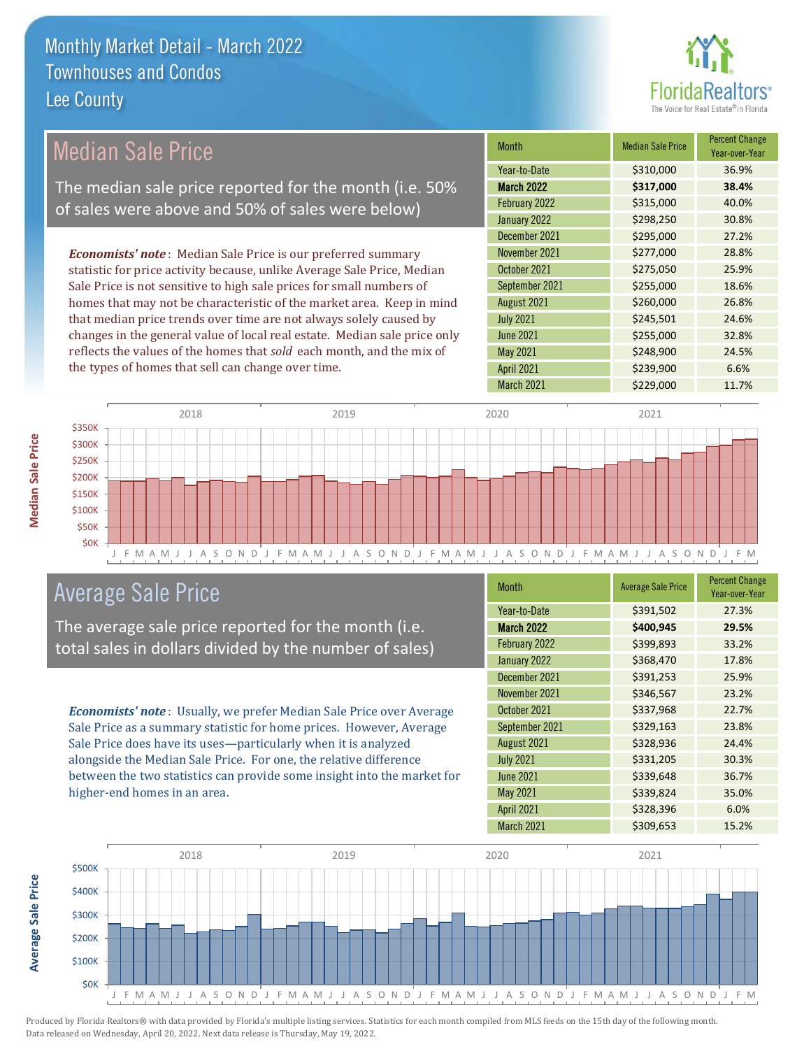# Monthly Market Detail - March 2022
## Townhouses and Condos
## Lee County

## Median Sale Price

The median sale price reported for the month (i.e. 50% of sales were above and 50% of sales were below)

***Economists' note***: Median Sale Price is our preferred summary statistic for price activity because, unlike Average Sale Price, Median Sale Price is not sensitive to high sale prices for small numbers of homes that may not be characteristic of the market area. Keep in mind that median price trends over time are not always solely caused by changes in the general value of local real estate. Median sale price only reflects the values of the homes that *sold* each month, and the mix of the types of homes that sell can change over time.

| Month | Median Sale Price | Percent Change Year-over-Year |
|---|---|---|
| Year-to-Date | $310,000 | 36.9% |
| **March 2022** | **$317,000** | **38.4%** |
| February 2022 | $315,000 | 40.0% |
| January 2022 | $298,250 | 30.8% |
| December 2021 | $295,000 | 27.2% |
| November 2021 | $277,000 | 28.8% |
| October 2021 | $275,050 | 25.9% |
| September 2021 | $255,000 | 18.6% |
| August 2021 | $260,000 | 26.8% |
| July 2021 | $245,501 | 24.6% |
| June 2021 | $255,000 | 32.8% |
| May 2021 | $248,900 | 24.5% |
| April 2021 | $239,900 | 6.6% |
| March 2021 | $229,000 | 11.7% |

## Average Sale Price

The average sale price reported for the month (i.e. total sales in dollars divided by the number of sales)

***Economists' note***: Usually, we prefer Median Sale Price over Average Sale Price as a summary statistic for home prices. However, Average Sale Price does have its uses—particularly when it is analyzed alongside the Median Sale Price. For one, the relative difference between the two statistics can provide some insight into the market for higher-end homes in an area.

| Month | Average Sale Price | Percent Change Year-over-Year |
|---|---|---|
| Year-to-Date | $391,502 | 27.3% |
| **March 2022** | **$400,945** | **29.5%** |
| February 2022 | $399,893 | 33.2% |
| January 2022 | $368,470 | 17.8% |
| December 2021 | $391,253 | 25.9% |
| November 2021 | $346,567 | 23.2% |
| October 2021 | $337,968 | 22.7% |
| September 2021 | $329,163 | 23.8% |
| August 2021 | $328,936 | 24.4% |
| July 2021 | $331,205 | 30.3% |
| June 2021 | $339,648 | 36.7% |
| May 2021 | $339,824 | 35.0% |
| April 2021 | $328,396 | 6.0% |
| March 2021 | $309,653 | 15.2% |

Produced by Florida Realtors® with data provided by Florida's multiple listing services. Statistics for each month compiled from MLS feeds on the 15th day of the following month. Data released on Wednesday, April 20, 2022. Next data release is Thursday, May 19, 2022.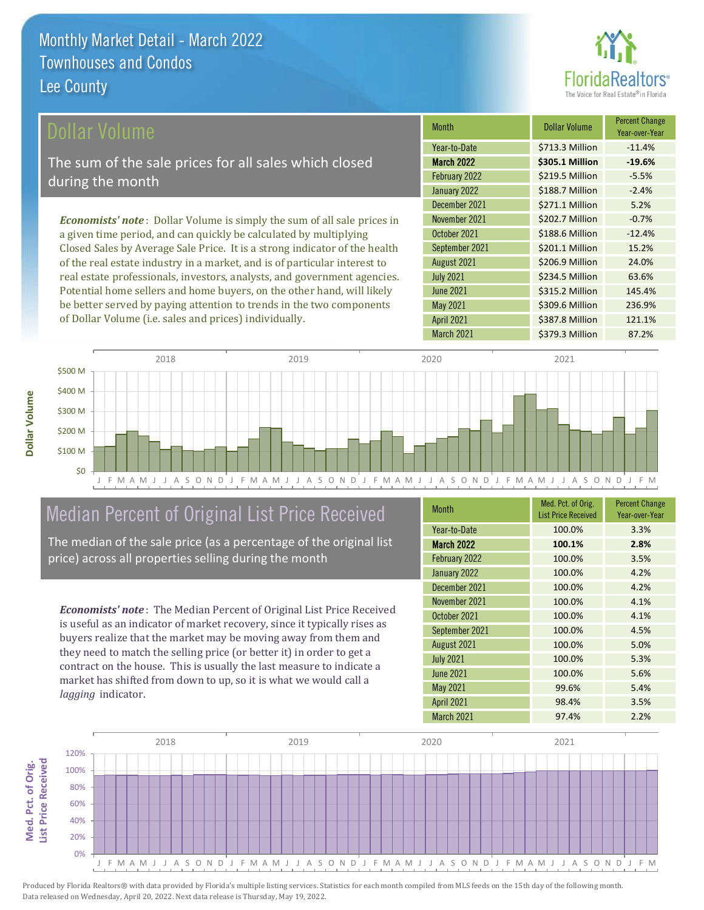# Monthly Market Detail - March 2022
## Townhouses and Condos
## Lee County

## Dollar Volume

The sum of the sale prices for all sales which closed during the month

***Economists' note***: Dollar Volume is simply the sum of all sale prices in a given time period, and can quickly be calculated by multiplying Closed Sales by Average Sale Price. It is a strong indicator of the health of the real estate industry in a market, and is of particular interest to real estate professionals, investors, analysts, and government agencies. Potential home sellers and home buyers, on the other hand, will likely be better served by paying attention to trends in the two components of Dollar Volume (i.e. sales and prices) individually.

| Month | Dollar Volume | Percent Change Year-over-Year |
|---|---|---|
| Year-to-Date | $713.3 Million | -11.4% |
| **March 2022** | **$305.1 Million** | **-19.6%** |
| February 2022 | $219.5 Million | -5.5% |
| January 2022 | $188.7 Million | -2.4% |
| December 2021 | $271.1 Million | 5.2% |
| November 2021 | $202.7 Million | -0.7% |
| October 2021 | $188.6 Million | -12.4% |
| September 2021 | $201.1 Million | 15.2% |
| August 2021 | $206.9 Million | 24.0% |
| July 2021 | $234.5 Million | 63.6% |
| June 2021 | $315.2 Million | 145.4% |
| May 2021 | $309.6 Million | 236.9% |
| April 2021 | $387.8 Million | 121.1% |
| March 2021 | $379.3 Million | 87.2% |

## Median Percent of Original List Price Received

The median of the sale price (as a percentage of the original list price) across all properties selling during the month

***Economists' note***: The Median Percent of Original List Price Received is useful as an indicator of market recovery, since it typically rises as buyers realize that the market may be moving away from them and they need to match the selling price (or better it) in order to get a contract on the house. This is usually the last measure to indicate a market has shifted from down to up, so it is what we would call a *lagging* indicator.

| Month | Med. Pct. of Orig. List Price Received | Percent Change Year-over-Year |
|---|---|---|
| Year-to-Date | 100.0% | 3.3% |
| **March 2022** | **100.1%** | **2.8%** |
| February 2022 | 100.0% | 3.5% |
| January 2022 | 100.0% | 4.2% |
| December 2021 | 100.0% | 4.2% |
| November 2021 | 100.0% | 4.1% |
| October 2021 | 100.0% | 4.1% |
| September 2021 | 100.0% | 4.5% |
| August 2021 | 100.0% | 5.0% |
| July 2021 | 100.0% | 5.3% |
| June 2021 | 100.0% | 5.6% |
| May 2021 | 99.6% | 5.4% |
| April 2021 | 98.4% | 3.5% |
| March 2021 | 97.4% | 2.2% |

Produced by Florida Realtors® with data provided by Florida's multiple listing services. Statistics for each month compiled from MLS feeds on the 15th day of the following month. Data released on Wednesday, April 20, 2022. Next data release is Thursday, May 19, 2022.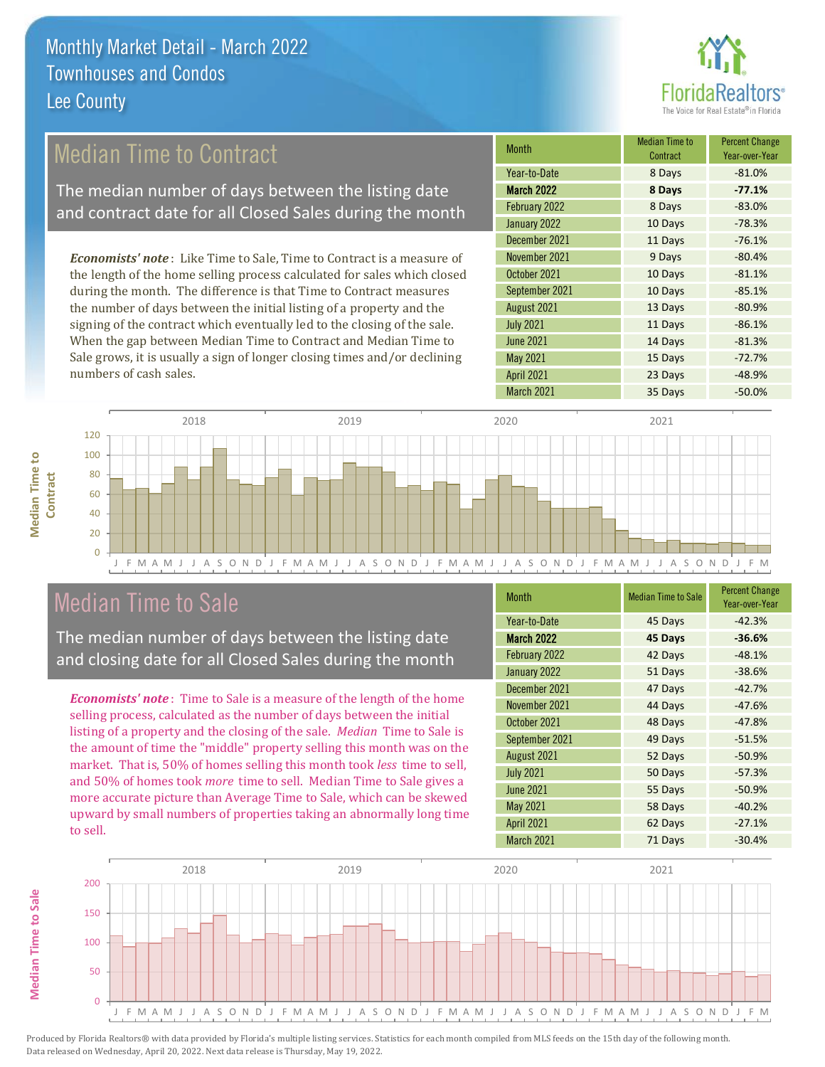# Monthly Market Detail - March 2022
## Townhouses and Condos
## Lee County

## Median Time to Contract

The median number of days between the listing date and contract date for all Closed Sales during the month

***Economists' note***: Like Time to Sale, Time to Contract is a measure of the length of the home selling process calculated for sales which closed during the month. The difference is that Time to Contract measures the number of days between the initial listing of a property and the signing of the contract which eventually led to the closing of the sale. When the gap between Median Time to Contract and Median Time to Sale grows, it is usually a sign of longer closing times and/or declining numbers of cash sales.

| Month | Median Time to Contract | Percent Change Year-over-Year |
|---|---|---|
| Year-to-Date | 8 Days | -81.0% |
| **March 2022** | **8 Days** | **-77.1%** |
| February 2022 | 8 Days | -83.0% |
| January 2022 | 10 Days | -78.3% |
| December 2021 | 11 Days | -76.1% |
| November 2021 | 9 Days | -80.4% |
| October 2021 | 10 Days | -81.1% |
| September 2021 | 10 Days | -85.1% |
| August 2021 | 13 Days | -80.9% |
| July 2021 | 11 Days | -86.1% |
| June 2021 | 14 Days | -81.3% |
| May 2021 | 15 Days | -72.7% |
| April 2021 | 23 Days | -48.9% |
| March 2021 | 35 Days | -50.0% |

## Median Time to Sale

The median number of days between the listing date and closing date for all Closed Sales during the month

***Economists' note***: Time to Sale is a measure of the length of the home selling process, calculated as the number of days between the initial listing of a property and the closing of the sale. *Median* Time to Sale is the amount of time the "middle" property selling this month was on the market. That is, 50% of homes selling this month took *less* time to sell, and 50% of homes took *more* time to sell. Median Time to Sale gives a more accurate picture than Average Time to Sale, which can be skewed upward by small numbers of properties taking an abnormally long time to sell.

| Month | Median Time to Sale | Percent Change Year-over-Year |
|---|---|---|
| Year-to-Date | 45 Days | -42.3% |
| **March 2022** | **45 Days** | **-36.6%** |
| February 2022 | 42 Days | -48.1% |
| January 2022 | 51 Days | -38.6% |
| December 2021 | 47 Days | -42.7% |
| November 2021 | 44 Days | -47.6% |
| October 2021 | 48 Days | -47.8% |
| September 2021 | 49 Days | -51.5% |
| August 2021 | 52 Days | -50.9% |
| July 2021 | 50 Days | -57.3% |
| June 2021 | 55 Days | -50.9% |
| May 2021 | 58 Days | -40.2% |
| April 2021 | 62 Days | -27.1% |
| March 2021 | 71 Days | -30.4% |

Produced by Florida Realtors® with data provided by Florida's multiple listing services. Statistics for each month compiled from MLS feeds on the 15th day of the following month. Data released on Wednesday, April 20, 2022. Next data release is Thursday, May 19, 2022.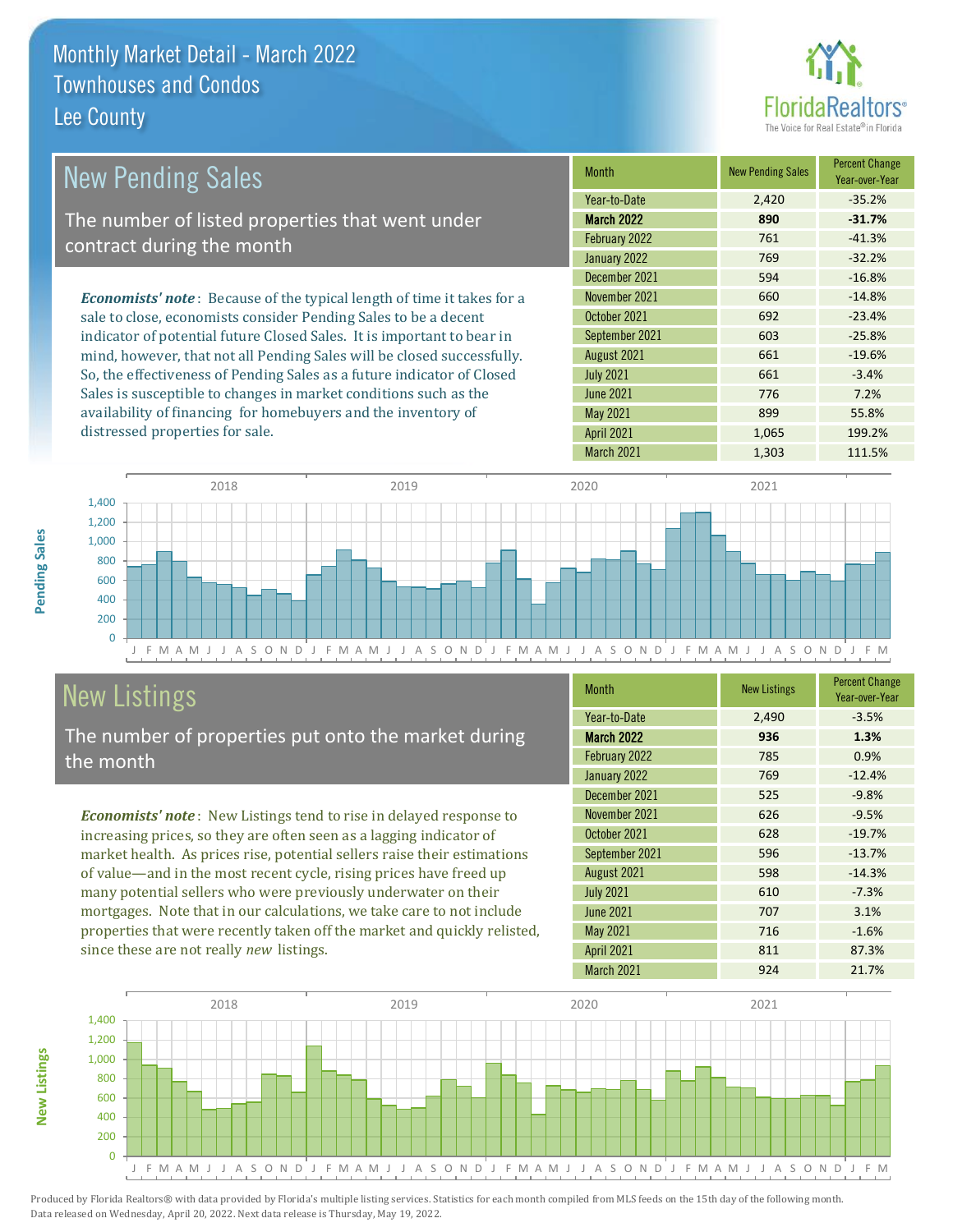# Monthly Market Detail - March 2022
## Townhouses and Condos
## Lee County

## New Pending Sales

The number of listed properties that went under contract during the month

***Economists' note***: Because of the typical length of time it takes for a sale to close, economists consider Pending Sales to be a decent indicator of potential future Closed Sales. It is important to bear in mind, however, that not all Pending Sales will be closed successfully. So, the effectiveness of Pending Sales as a future indicator of Closed Sales is susceptible to changes in market conditions such as the availability of financing for homebuyers and the inventory of distressed properties for sale.

| Month | New Pending Sales | Percent Change Year-over-Year |
|---|---|---|
| Year-to-Date | 2,420 | -35.2% |
| **March 2022** | **890** | **-31.7%** |
| February 2022 | 761 | -41.3% |
| January 2022 | 769 | -32.2% |
| December 2021 | 594 | -16.8% |
| November 2021 | 660 | -14.8% |
| October 2021 | 692 | -23.4% |
| September 2021 | 603 | -25.8% |
| August 2021 | 661 | -19.6% |
| July 2021 | 661 | -3.4% |
| June 2021 | 776 | 7.2% |
| May 2021 | 899 | 55.8% |
| April 2021 | 1,065 | 199.2% |
| March 2021 | 1,303 | 111.5% |

## New Listings

The number of properties put onto the market during the month

***Economists' note***: New Listings tend to rise in delayed response to increasing prices, so they are often seen as a lagging indicator of market health. As prices rise, potential sellers raise their estimations of value—and in the most recent cycle, rising prices have freed up many potential sellers who were previously underwater on their mortgages. Note that in our calculations, we take care to not include properties that were recently taken off the market and quickly relisted, since these are not really *new* listings.

| Month | New Listings | Percent Change Year-over-Year |
|---|---|---|
| Year-to-Date | 2,490 | -3.5% |
| **March 2022** | **936** | **1.3%** |
| February 2022 | 785 | 0.9% |
| January 2022 | 769 | -12.4% |
| December 2021 | 525 | -9.8% |
| November 2021 | 626 | -9.5% |
| October 2021 | 628 | -19.7% |
| September 2021 | 596 | -13.7% |
| August 2021 | 598 | -14.3% |
| July 2021 | 610 | -7.3% |
| June 2021 | 707 | 3.1% |
| May 2021 | 716 | -1.6% |
| April 2021 | 811 | 87.3% |
| March 2021 | 924 | 21.7% |

Produced by Florida Realtors® with data provided by Florida's multiple listing services. Statistics for each month compiled from MLS feeds on the 15th day of the following month. Data released on Wednesday, April 20, 2022. Next data release is Thursday, May 19, 2022.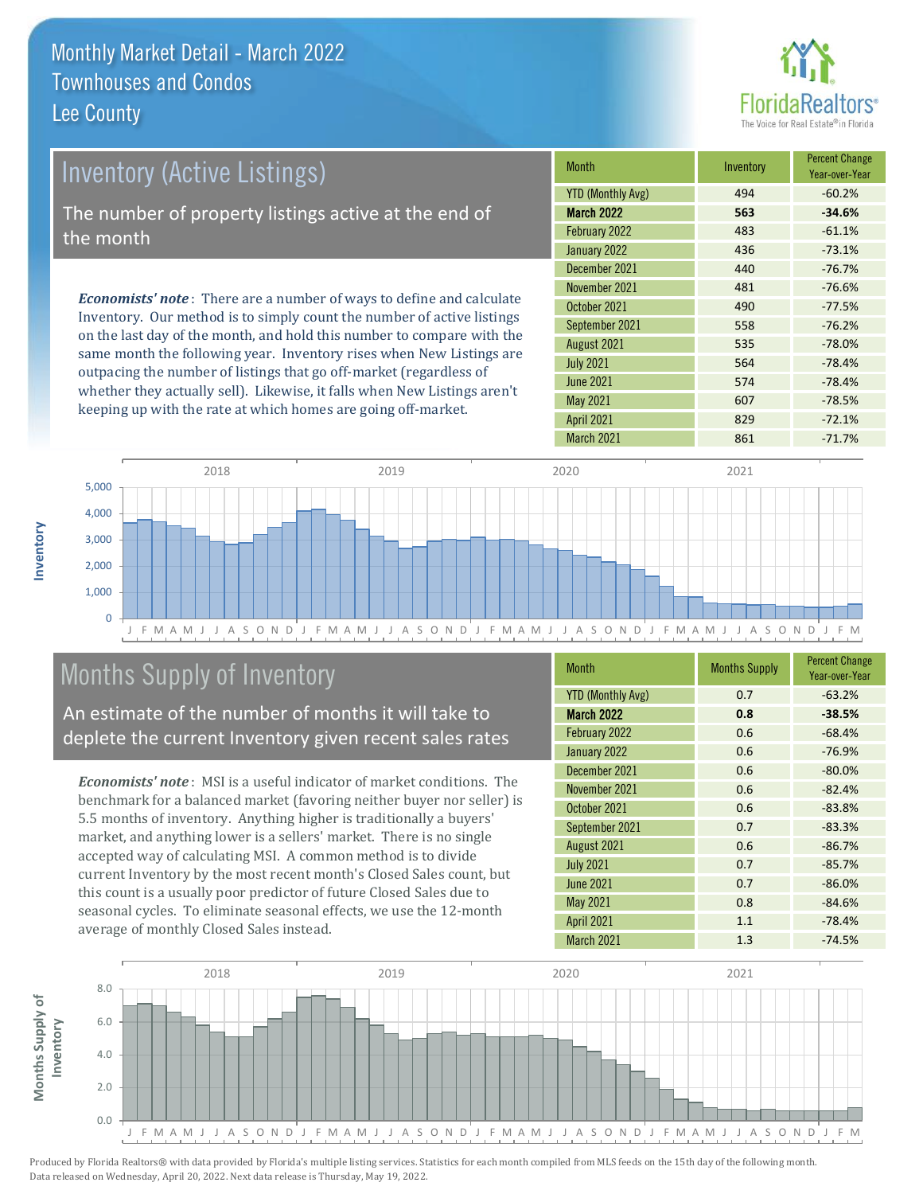# Monthly Market Detail - March 2022
## Townhouses and Condos
## Lee County

## Inventory (Active Listings)

The number of property listings active at the end of the month

*Economists' note*: There are a number of ways to define and calculate Inventory. Our method is to simply count the number of active listings on the last day of the month, and hold this number to compare with the same month the following year. Inventory rises when New Listings are outpacing the number of listings that go off-market (regardless of whether they actually sell). Likewise, it falls when New Listings aren't keeping up with the rate at which homes are going off-market.

| Month | Inventory | Percent Change Year-over-Year |
|---|---|---|
| YTD (Monthly Avg) | 494 | -60.2% |
| **March 2022** | **563** | **-34.6%** |
| February 2022 | 483 | -61.1% |
| January 2022 | 436 | -73.1% |
| December 2021 | 440 | -76.7% |
| November 2021 | 481 | -76.6% |
| October 2021 | 490 | -77.5% |
| September 2021 | 558 | -76.2% |
| August 2021 | 535 | -78.0% |
| July 2021 | 564 | -78.4% |
| June 2021 | 574 | -78.4% |
| May 2021 | 607 | -78.5% |
| April 2021 | 829 | -72.1% |
| March 2021 | 861 | -71.7% |

## Months Supply of Inventory

An estimate of the number of months it will take to deplete the current Inventory given recent sales rates

*Economists' note*: MSI is a useful indicator of market conditions. The benchmark for a balanced market (favoring neither buyer nor seller) is 5.5 months of inventory. Anything higher is traditionally a buyers' market, and anything lower is a sellers' market. There is no single accepted way of calculating MSI. A common method is to divide current Inventory by the most recent month's Closed Sales count, but this count is a usually poor predictor of future Closed Sales due to seasonal cycles. To eliminate seasonal effects, we use the 12-month average of monthly Closed Sales instead.

| Month | Months Supply | Percent Change Year-over-Year |
|---|---|---|
| YTD (Monthly Avg) | 0.7 | -63.2% |
| **March 2022** | **0.8** | **-38.5%** |
| February 2022 | 0.6 | -68.4% |
| January 2022 | 0.6 | -76.9% |
| December 2021 | 0.6 | -80.0% |
| November 2021 | 0.6 | -82.4% |
| October 2021 | 0.6 | -83.8% |
| September 2021 | 0.7 | -83.3% |
| August 2021 | 0.6 | -86.7% |
| July 2021 | 0.7 | -85.7% |
| June 2021 | 0.7 | -86.0% |
| May 2021 | 0.8 | -84.6% |
| April 2021 | 1.1 | -78.4% |
| March 2021 | 1.3 | -74.5% |

Produced by Florida Realtors® with data provided by Florida's multiple listing services. Statistics for each month compiled from MLS feeds on the 15th day of the following month. Data released on Wednesday, April 20, 2022. Next data release is Thursday, May 19, 2022.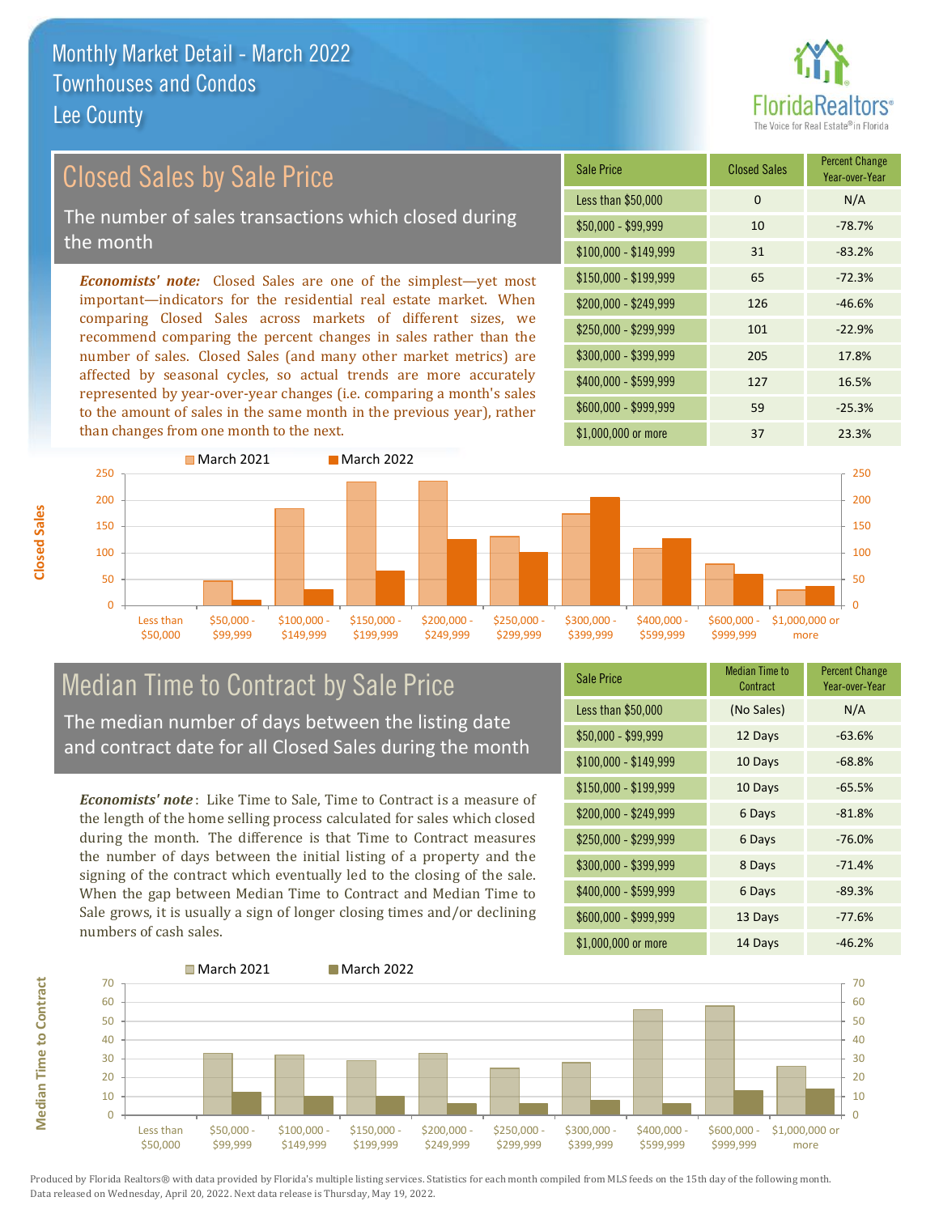# Monthly Market Detail - March 2022
## Townhouses and Condos
## Lee County

FloridaRealtors® The Voice for Real Estate® in Florida

## Closed Sales by Sale Price

The number of sales transactions which closed during the month

*Economists' note:* Closed Sales are one of the simplest—yet most important—indicators for the residential real estate market. When comparing Closed Sales across markets of different sizes, we recommend comparing the percent changes in sales rather than the number of sales. Closed Sales (and many other market metrics) are affected by seasonal cycles, so actual trends are more accurately represented by year-over-year changes (i.e. comparing a month's sales to the amount of sales in the same month in the previous year), rather than changes from one month to the next.

| Sale Price | Closed Sales | Percent Change Year-over-Year |
|---|---|---|
| Less than $50,000 | 0 | N/A |
| $50,000 - $99,999 | 10 | -78.7% |
| $100,000 - $149,999 | 31 | -83.2% |
| $150,000 - $199,999 | 65 | -72.3% |
| $200,000 - $249,999 | 126 | -46.6% |
| $250,000 - $299,999 | 101 | -22.9% |
| $300,000 - $399,999 | 205 | 17.8% |
| $400,000 - $599,999 | 127 | 16.5% |
| $600,000 - $999,999 | 59 | -25.3% |
| $1,000,000 or more | 37 | 23.3% |

## Median Time to Contract by Sale Price

The median number of days between the listing date and contract date for all Closed Sales during the month

*Economists' note*: Like Time to Sale, Time to Contract is a measure of the length of the home selling process calculated for sales which closed during the month. The difference is that Time to Contract measures the number of days between the initial listing of a property and the signing of the contract which eventually led to the closing of the sale. When the gap between Median Time to Contract and Median Time to Sale grows, it is usually a sign of longer closing times and/or declining numbers of cash sales.

| Sale Price | Median Time to Contract | Percent Change Year-over-Year |
|---|---|---|
| Less than $50,000 | (No Sales) | N/A |
| $50,000 - $99,999 | 12 Days | -63.6% |
| $100,000 - $149,999 | 10 Days | -68.8% |
| $150,000 - $199,999 | 10 Days | -65.5% |
| $200,000 - $249,999 | 6 Days | -81.8% |
| $250,000 - $299,999 | 6 Days | -76.0% |
| $300,000 - $399,999 | 8 Days | -71.4% |
| $400,000 - $599,999 | 6 Days | -89.3% |
| $600,000 - $999,999 | 13 Days | -77.6% |
| $1,000,000 or more | 14 Days | -46.2% |

Produced by Florida Realtors® with data provided by Florida's multiple listing services. Statistics for each month compiled from MLS feeds on the 15th day of the following month. Data released on Wednesday, April 20, 2022. Next data release is Thursday, May 19, 2022.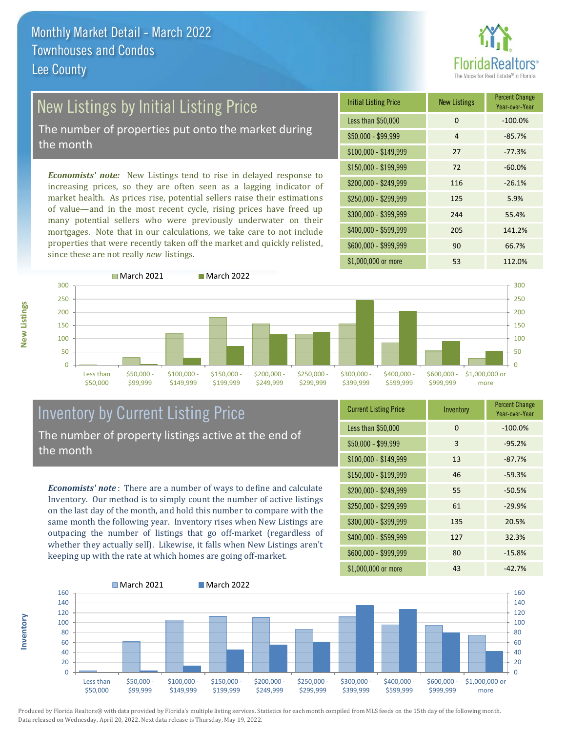# Monthly Market Detail - March 2022
## Townhouses and Condos
## Lee County

## New Listings by Initial Listing Price

The number of properties put onto the market during the month

*Economists' note*: New Listings tend to rise in delayed response to increasing prices, so they are often seen as a lagging indicator of market health. As prices rise, potential sellers raise their estimations of value—and in the most recent cycle, rising prices have freed up many potential sellers who were previously underwater on their mortgages. Note that in our calculations, we take care to not include properties that were recently taken off the market and quickly relisted, since these are not really *new* listings.

| Initial Listing Price | New Listings | Percent Change Year-over-Year |
|---|---|---|
| Less than $50,000 | 0 | -100.0% |
| $50,000 - $99,999 | 4 | -85.7% |
| $100,000 - $149,999 | 27 | -77.3% |
| $150,000 - $199,999 | 72 | -60.0% |
| $200,000 - $249,999 | 116 | -26.1% |
| $250,000 - $299,999 | 125 | 5.9% |
| $300,000 - $399,999 | 244 | 55.4% |
| $400,000 - $599,999 | 205 | 141.2% |
| $600,000 - $999,999 | 90 | 66.7% |
| $1,000,000 or more | 53 | 112.0% |

## Inventory by Current Listing Price

The number of property listings active at the end of the month

*Economists' note*: There are a number of ways to define and calculate Inventory. Our method is to simply count the number of active listings on the last day of the month, and hold this number to compare with the same month the following year. Inventory rises when New Listings are outpacing the number of listings that go off-market (regardless of whether they actually sell). Likewise, it falls when New Listings aren't keeping up with the rate at which homes are going off-market.

| Current Listing Price | Inventory | Percent Change Year-over-Year |
|---|---|---|
| Less than $50,000 | 0 | -100.0% |
| $50,000 - $99,999 | 3 | -95.2% |
| $100,000 - $149,999 | 13 | -87.7% |
| $150,000 - $199,999 | 46 | -59.3% |
| $200,000 - $249,999 | 55 | -50.5% |
| $250,000 - $299,999 | 61 | -29.9% |
| $300,000 - $399,999 | 135 | 20.5% |
| $400,000 - $599,999 | 127 | 32.3% |
| $600,000 - $999,999 | 80 | -15.8% |
| $1,000,000 or more | 43 | -42.7% |

Produced by Florida Realtors® with data provided by Florida's multiple listing services. Statistics for each month compiled from MLS feeds on the 15th day of the following month. Data released on Wednesday, April 20, 2022. Next data release is Thursday, May 19, 2022.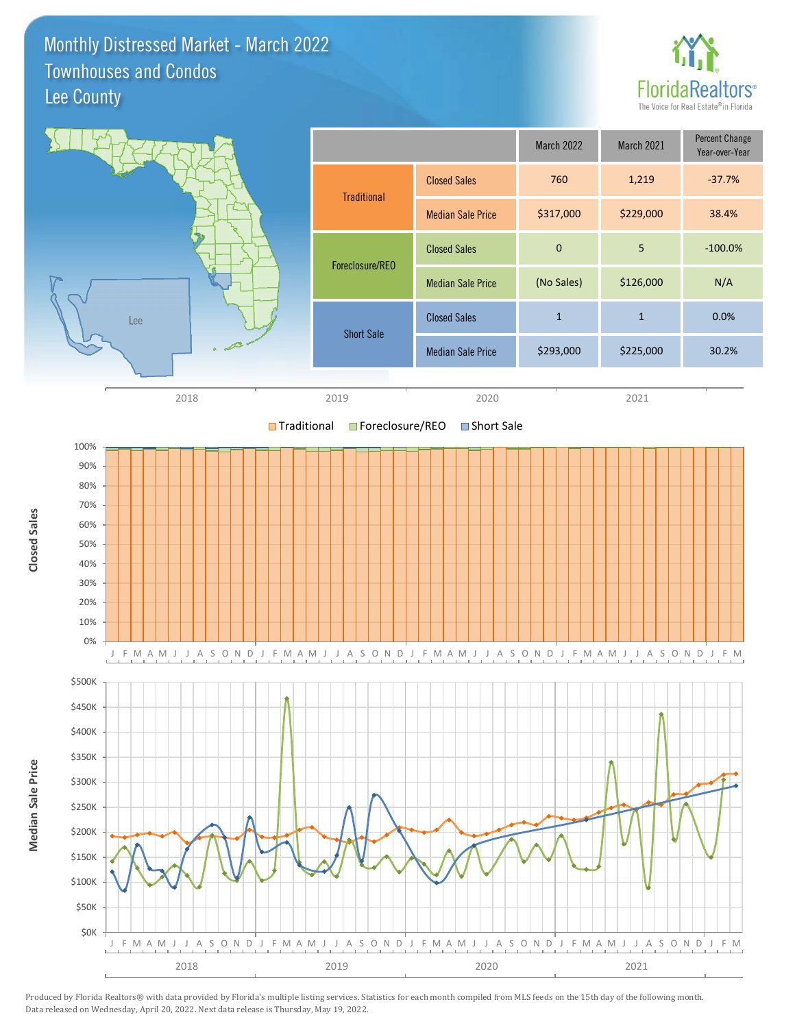# Monthly Distressed Market - March 2022
## Townhouses and Condos
## Lee County

FloridaRealtors®
The Voice for Real Estate® in Florida

Lee

| | | March 2022 | March 2021 | Percent Change Year-over-Year |
|---|---|---|---|---|
| Traditional | Closed Sales | 760 | 1,219 | -37.7% |
| | Median Sale Price | $317,000 | $229,000 | 38.4% |
| Foreclosure/REO | Closed Sales | 0 | 5 | -100.0% |
| | Median Sale Price | (No Sales) | $126,000 | N/A |
| Short Sale | Closed Sales | 1 | 1 | 0.0% |
| | Median Sale Price | $293,000 | $225,000 | 30.2% |

2018 2019 2020 2021

Traditional Foreclosure/REO Short Sale

Closed Sales

100% 90% 80% 70% 60% 50% 40% 30% 20% 10% 0%

J F M A M J J A S O N D J F M A M J J A S O N D J F M A M J J A S O N D J F M A M J J A S O N D J F M

Median Sale Price

$500K $450K $400K $350K $300K $250K $200K $150K $100K $50K $0K

J F M A M J J A S O N D J F M A M J J A S O N D J F M A M J J A S O N D J F M A M J J A S O N D J F M

2018 2019 2020 2021

Produced by Florida Realtors® with data provided by Florida's multiple listing services. Statistics for each month compiled from MLS feeds on the 15th day of the following month.
Data released on Wednesday, April 20, 2022. Next data release is Thursday, May 19, 2022.